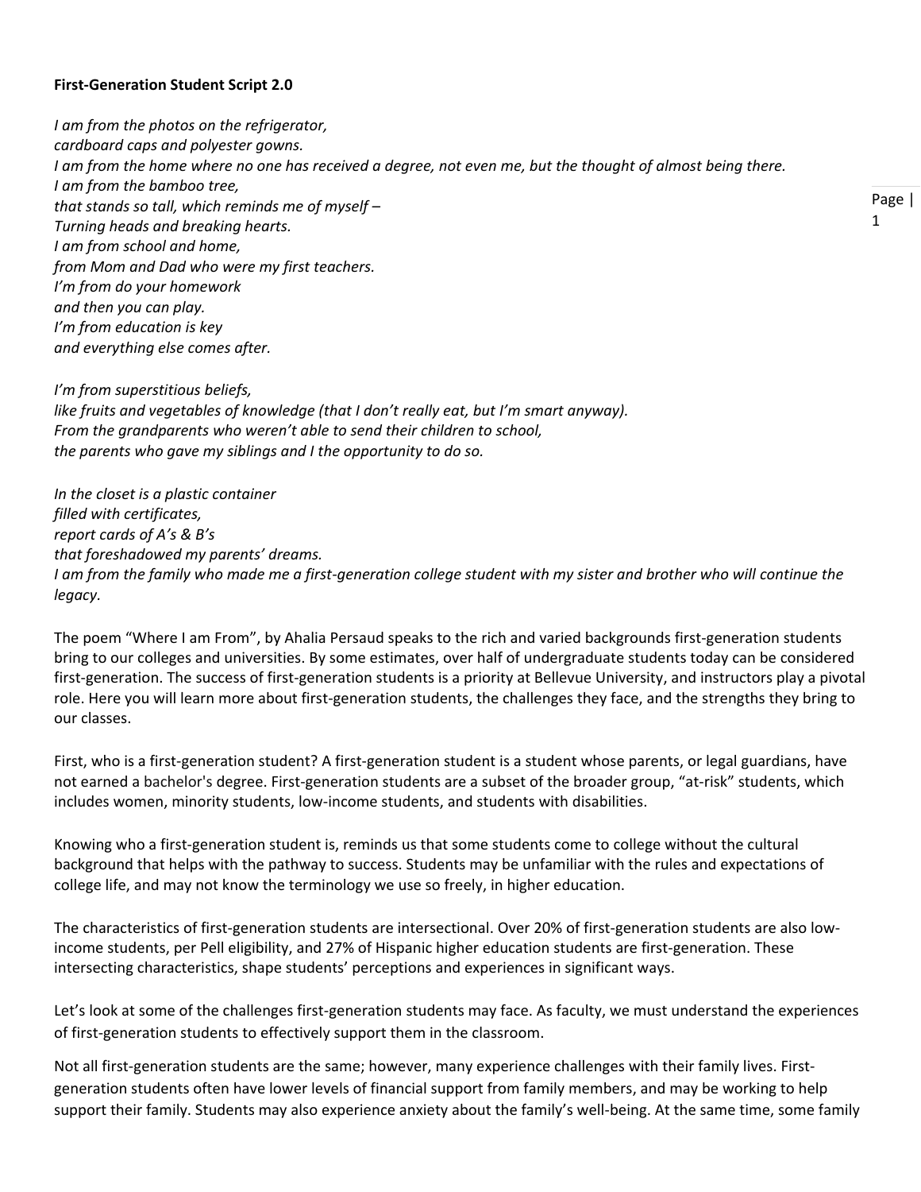**First-Generation Student Script 2.0**

*I am from the photos on the refrigerator,*
*cardboard caps and polyester gowns.*
*I am from the home where no one has received a degree, not even me, but the thought of almost being there.*
*I am from the bamboo tree,*
*that stands so tall, which reminds me of myself –*
*Turning heads and breaking hearts.*
*I am from school and home,*
*from Mom and Dad who were my first teachers.*
*I'm from do your homework*
*and then you can play.*
*I'm from education is key*
*and everything else comes after.*

*I'm from superstitious beliefs,*
*like fruits and vegetables of knowledge (that I don't really eat, but I'm smart anyway).*
*From the grandparents who weren't able to send their children to school,*
*the parents who gave my siblings and I the opportunity to do so.*

*In the closet is a plastic container*
*filled with certificates,*
*report cards of A's & B's*
*that foreshadowed my parents' dreams.*
*I am from the family who made me a first-generation college student with my sister and brother who will continue the legacy.*

The poem "Where I am From", by Ahalia Persaud speaks to the rich and varied backgrounds first-generation students bring to our colleges and universities. By some estimates, over half of undergraduate students today can be considered first-generation. The success of first-generation students is a priority at Bellevue University, and instructors play a pivotal role. Here you will learn more about first-generation students, the challenges they face, and the strengths they bring to our classes.

First, who is a first-generation student? A first-generation student is a student whose parents, or legal guardians, have not earned a bachelor's degree. First-generation students are a subset of the broader group, "at-risk" students, which includes women, minority students, low-income students, and students with disabilities.

Knowing who a first-generation student is, reminds us that some students come to college without the cultural background that helps with the pathway to success. Students may be unfamiliar with the rules and expectations of college life, and may not know the terminology we use so freely, in higher education.

The characteristics of first-generation students are intersectional. Over 20% of first-generation students are also low-income students, per Pell eligibility, and 27% of Hispanic higher education students are first-generation. These intersecting characteristics, shape students' perceptions and experiences in significant ways.

Let's look at some of the challenges first-generation students may face. As faculty, we must understand the experiences of first-generation students to effectively support them in the classroom.

Not all first-generation students are the same; however, many experience challenges with their family lives. First-generation students often have lower levels of financial support from family members, and may be working to help support their family. Students may also experience anxiety about the family's well-being. At the same time, some family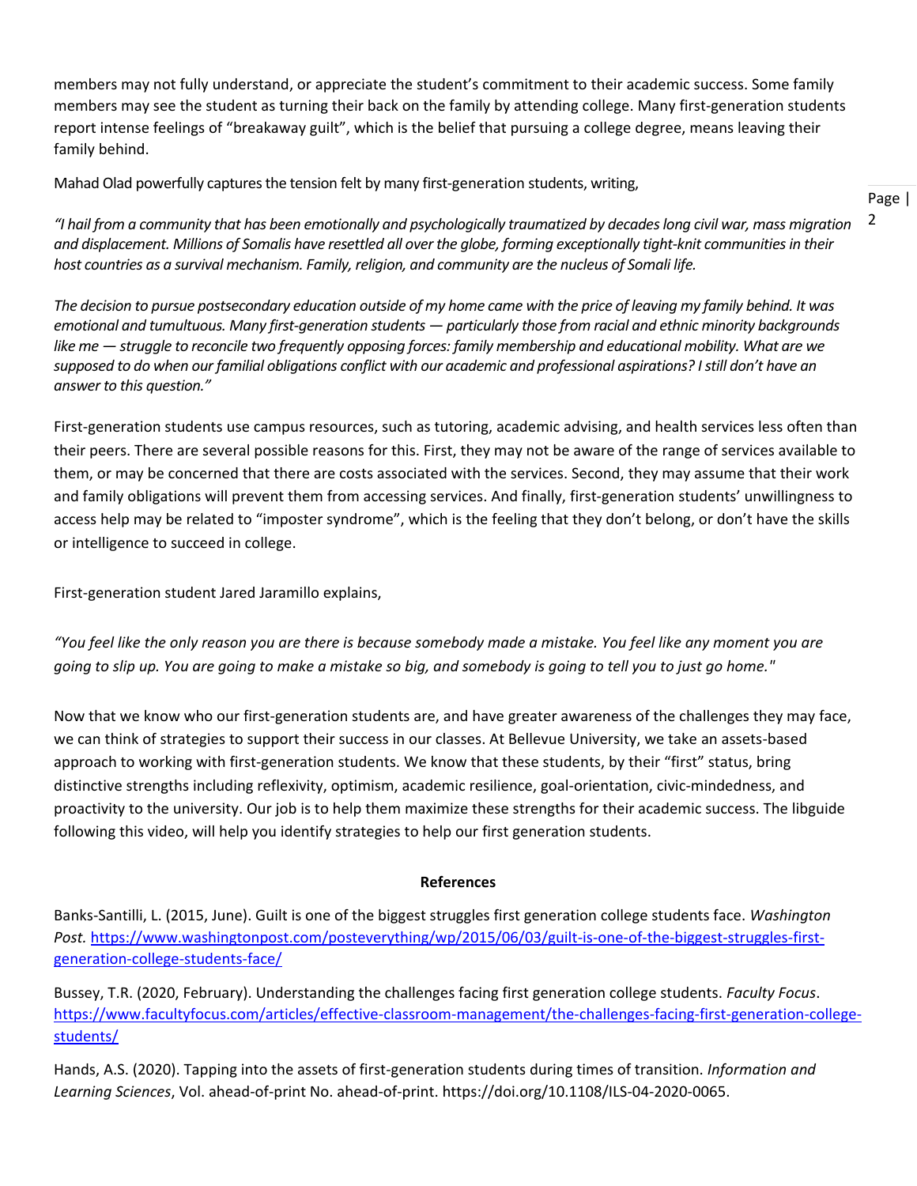members may not fully understand, or appreciate the student's commitment to their academic success. Some family members may see the student as turning their back on the family by attending college. Many first-generation students report intense feelings of "breakaway guilt", which is the belief that pursuing a college degree, means leaving their family behind.

Mahad Olad powerfully captures the tension felt by many first-generation students, writing,

*"I hail from a community that has been emotionally and psychologically traumatized by decades long civil war, mass migration and displacement. Millions of Somalis have resettled all over the globe, forming exceptionally tight-knit communities in their host countries as a survival mechanism. Family, religion, and community are the nucleus of Somali life.*

*The decision to pursue postsecondary education outside of my home came with the price of leaving my family behind. It was emotional and tumultuous. Many first-generation students — particularly those from racial and ethnic minority backgrounds like me — struggle to reconcile two frequently opposing forces: family membership and educational mobility. What are we supposed to do when our familial obligations conflict with our academic and professional aspirations? I still don't have an answer to this question."*

First-generation students use campus resources, such as tutoring, academic advising, and health services less often than their peers. There are several possible reasons for this. First, they may not be aware of the range of services available to them, or may be concerned that there are costs associated with the services. Second, they may assume that their work and family obligations will prevent them from accessing services. And finally, first-generation students' unwillingness to access help may be related to "imposter syndrome", which is the feeling that they don't belong, or don't have the skills or intelligence to succeed in college.

First-generation student Jared Jaramillo explains,

*"You feel like the only reason you are there is because somebody made a mistake. You feel like any moment you are going to slip up. You are going to make a mistake so big, and somebody is going to tell you to just go home."*

Now that we know who our first-generation students are, and have greater awareness of the challenges they may face, we can think of strategies to support their success in our classes. At Bellevue University, we take an assets-based approach to working with first-generation students. We know that these students, by their "first" status, bring distinctive strengths including reflexivity, optimism, academic resilience, goal-orientation, civic-mindedness, and proactivity to the university. Our job is to help them maximize these strengths for their academic success. The libguide following this video, will help you identify strategies to help our first generation students.

**References**

Banks-Santilli, L. (2015, June). Guilt is one of the biggest struggles first generation college students face. *Washington Post.* https://www.washingtonpost.com/posteverything/wp/2015/06/03/guilt-is-one-of-the-biggest-struggles-first-generation-college-students-face/

Bussey, T.R. (2020, February). Understanding the challenges facing first generation college students. *Faculty Focus*. https://www.facultyfocus.com/articles/effective-classroom-management/the-challenges-facing-first-generation-college-students/

Hands, A.S. (2020). Tapping into the assets of first-generation students during times of transition. *Information and Learning Sciences*, Vol. ahead-of-print No. ahead-of-print. https://doi.org/10.1108/ILS-04-2020-0065.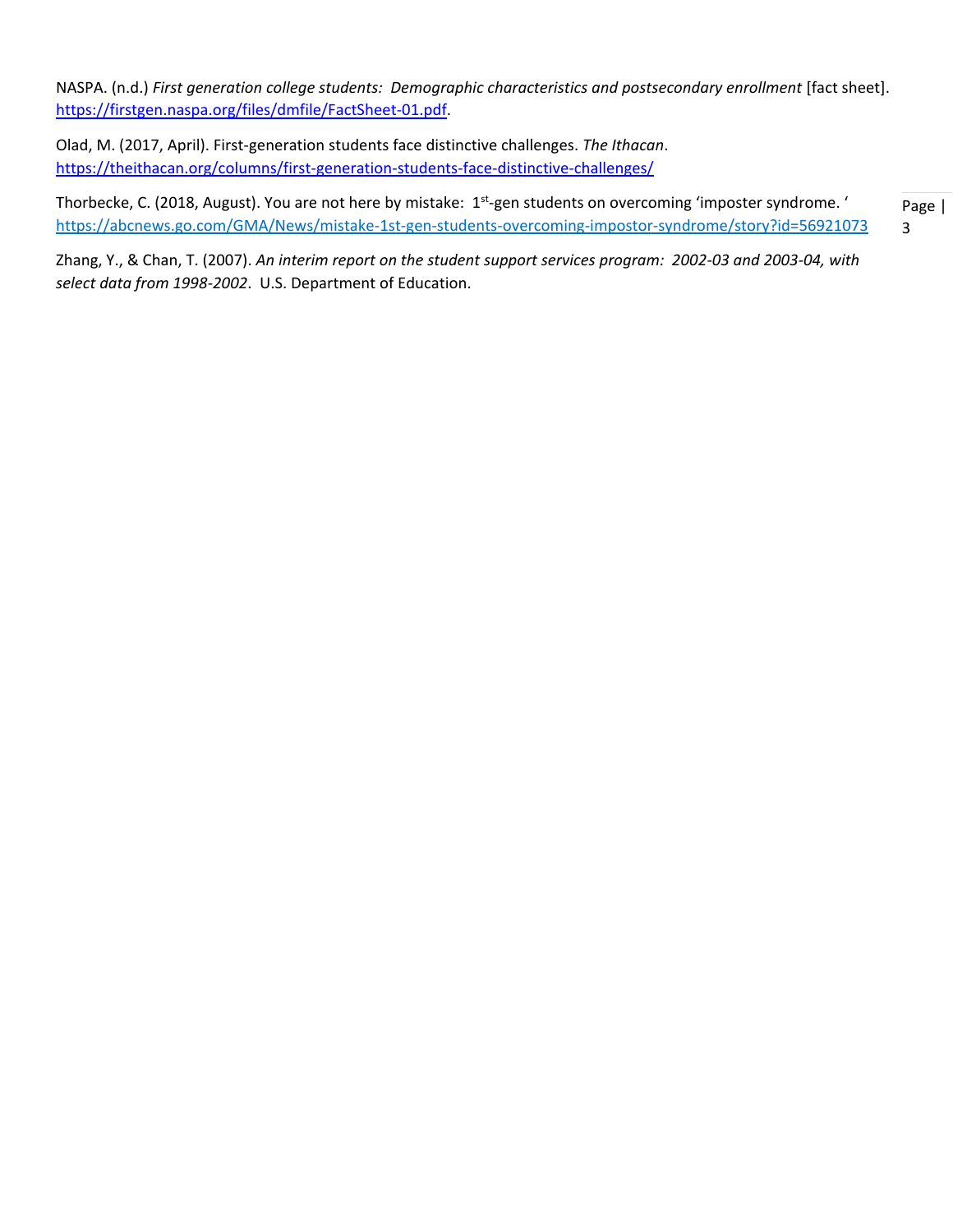NASPA. (n.d.) *First generation college students: Demographic characteristics and postsecondary enrollment* [fact sheet]. https://firstgen.naspa.org/files/dmfile/FactSheet-01.pdf.

Olad, M. (2017, April). First-generation students face distinctive challenges. *The Ithacan*. https://theithacan.org/columns/first-generation-students-face-distinctive-challenges/

Thorbecke, C. (2018, August). You are not here by mistake: 1st-gen students on overcoming 'imposter syndrome. ' https://abcnews.go.com/GMA/News/mistake-1st-gen-students-overcoming-impostor-syndrome/story?id=56921073

Zhang, Y., & Chan, T. (2007). *An interim report on the student support services program: 2002-03 and 2003-04, with select data from 1998-2002*. U.S. Department of Education.